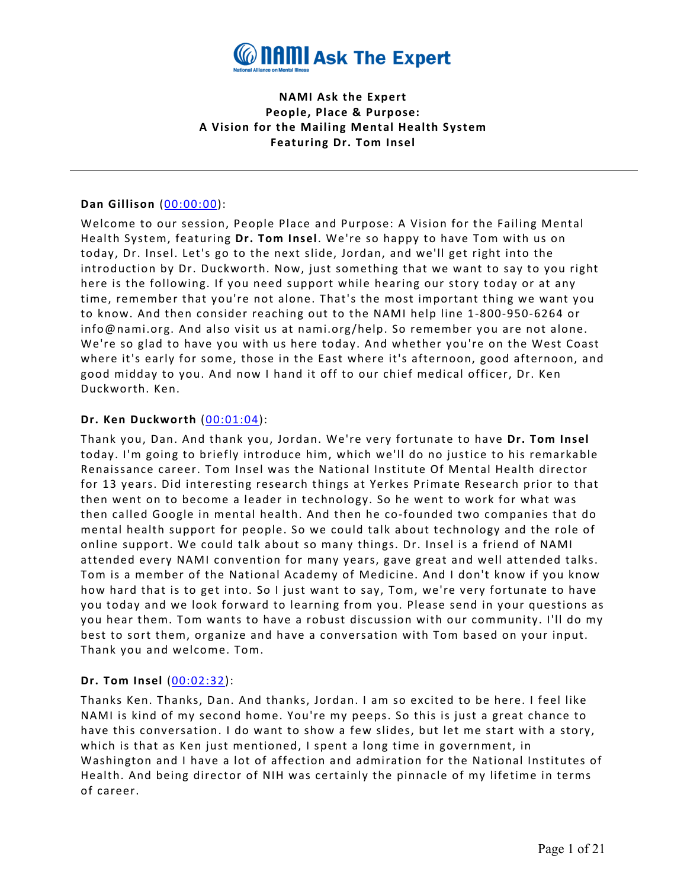# NAMI Ask The Expert

**NAMI Ask the Expert**
**People, Place & Purpose:**
**A Vision for the Mailing Mental Health System**
**Featuring Dr. Tom Insel**

---

**Dan Gillison** (00:00:00):

Welcome to our session, People Place and Purpose: A Vision for the Failing Mental Health System, featuring **Dr. Tom Insel**. We're so happy to have Tom with us on today, Dr. Insel. Let's go to the next slide, Jordan, and we'll get right into the introduction by Dr. Duckworth. Now, just something that we want to say to you right here is the following. If you need support while hearing our story today or at any time, remember that you're not alone. That's the most important thing we want you to know. And then consider reaching out to the NAMI help line 1-800-950-6264 or info@nami.org. And also visit us at nami.org/help. So remember you are not alone. We're so glad to have you with us here today. And whether you're on the West Coast where it's early for some, those in the East where it's afternoon, good afternoon, and good midday to you. And now I hand it off to our chief medical officer, Dr. Ken Duckworth. Ken.

**Dr. Ken Duckworth** (00:01:04):

Thank you, Dan. And thank you, Jordan. We're very fortunate to have **Dr. Tom Insel** today. I'm going to briefly introduce him, which we'll do no justice to his remarkable Renaissance career. Tom Insel was the National Institute Of Mental Health director for 13 years. Did interesting research things at Yerkes Primate Research prior to that then went on to become a leader in technology. So he went to work for what was then called Google in mental health. And then he co-founded two companies that do mental health support for people. So we could talk about technology and the role of online support. We could talk about so many things. Dr. Insel is a friend of NAMI attended every NAMI convention for many years, gave great and well attended talks. Tom is a member of the National Academy of Medicine. And I don't know if you know how hard that is to get into. So I just want to say, Tom, we're very fortunate to have you today and we look forward to learning from you. Please send in your questions as you hear them. Tom wants to have a robust discussion with our community. I'll do my best to sort them, organize and have a conversation with Tom based on your input. Thank you and welcome. Tom.

**Dr. Tom Insel** (00:02:32):

Thanks Ken. Thanks, Dan. And thanks, Jordan. I am so excited to be here. I feel like NAMI is kind of my second home. You're my peeps. So this is just a great chance to have this conversation. I do want to show a few slides, but let me start with a story, which is that as Ken just mentioned, I spent a long time in government, in Washington and I have a lot of affection and admiration for the National Institutes of Health. And being director of NIH was certainly the pinnacle of my lifetime in terms of career.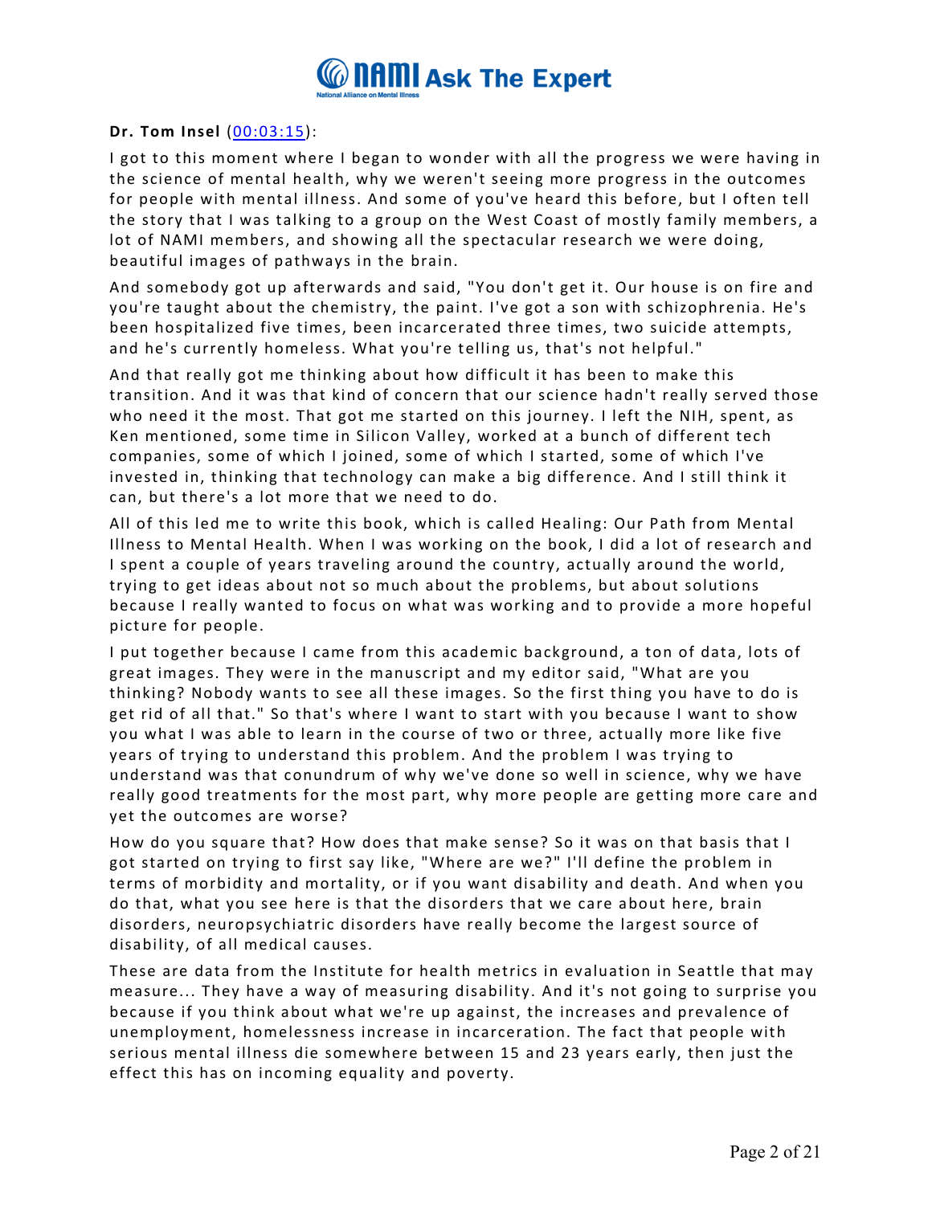**Dr. Tom Insel** ([00:03:15](00:03:15)):

I got to this moment where I began to wonder with all the progress we were having in the science of mental health, why we weren't seeing more progress in the outcomes for people with mental illness. And some of you've heard this before, but I often tell the story that I was talking to a group on the West Coast of mostly family members, a lot of NAMI members, and showing all the spectacular research we were doing, beautiful images of pathways in the brain.

And somebody got up afterwards and said, "You don't get it. Our house is on fire and you're taught about the chemistry, the paint. I've got a son with schizophrenia. He's been hospitalized five times, been incarcerated three times, two suicide attempts, and he's currently homeless. What you're telling us, that's not helpful."

And that really got me thinking about how difficult it has been to make this transition. And it was that kind of concern that our science hadn't really served those who need it the most. That got me started on this journey. I left the NIH, spent, as Ken mentioned, some time in Silicon Valley, worked at a bunch of different tech companies, some of which I joined, some of which I started, some of which I've invested in, thinking that technology can make a big difference. And I still think it can, but there's a lot more that we need to do.

All of this led me to write this book, which is called Healing: Our Path from Mental Illness to Mental Health. When I was working on the book, I did a lot of research and I spent a couple of years traveling around the country, actually around the world, trying to get ideas about not so much about the problems, but about solutions because I really wanted to focus on what was working and to provide a more hopeful picture for people.

I put together because I came from this academic background, a ton of data, lots of great images. They were in the manuscript and my editor said, "What are you thinking? Nobody wants to see all these images. So the first thing you have to do is get rid of all that." So that's where I want to start with you because I want to show you what I was able to learn in the course of two or three, actually more like five years of trying to understand this problem. And the problem I was trying to understand was that conundrum of why we've done so well in science, why we have really good treatments for the most part, why more people are getting more care and yet the outcomes are worse?

How do you square that? How does that make sense? So it was on that basis that I got started on trying to first say like, "Where are we?" I'll define the problem in terms of morbidity and mortality, or if you want disability and death. And when you do that, what you see here is that the disorders that we care about here, brain disorders, neuropsychiatric disorders have really become the largest source of disability, of all medical causes.

These are data from the Institute for health metrics in evaluation in Seattle that may measure... They have a way of measuring disability. And it's not going to surprise you because if you think about what we're up against, the increases and prevalence of unemployment, homelessness increase in incarceration. The fact that people with serious mental illness die somewhere between 15 and 23 years early, then just the effect this has on incoming equality and poverty.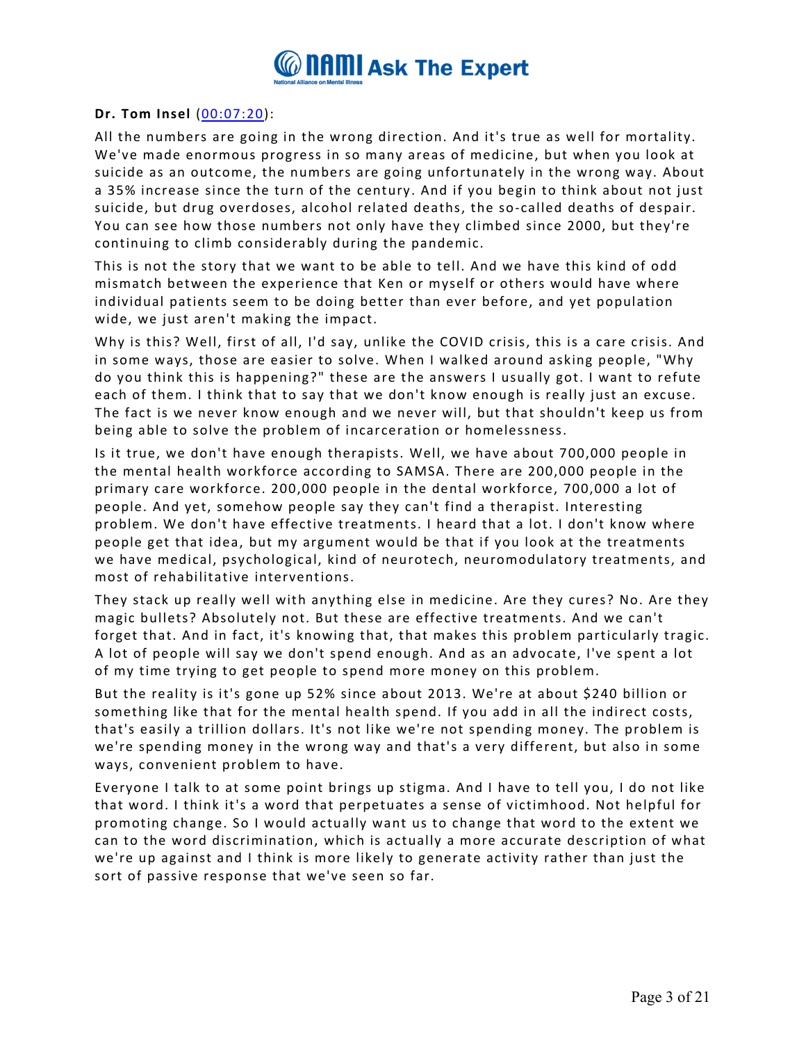**Dr. Tom Insel** ([00:07:20]()):

All the numbers are going in the wrong direction. And it's true as well for mortality. We've made enormous progress in so many areas of medicine, but when you look at suicide as an outcome, the numbers are going unfortunately in the wrong way. About a 35% increase since the turn of the century. And if you begin to think about not just suicide, but drug overdoses, alcohol related deaths, the so-called deaths of despair. You can see how those numbers not only have they climbed since 2000, but they're continuing to climb considerably during the pandemic.

This is not the story that we want to be able to tell. And we have this kind of odd mismatch between the experience that Ken or myself or others would have where individual patients seem to be doing better than ever before, and yet population wide, we just aren't making the impact.

Why is this? Well, first of all, I'd say, unlike the COVID crisis, this is a care crisis. And in some ways, those are easier to solve. When I walked around asking people, "Why do you think this is happening?" these are the answers I usually got. I want to refute each of them. I think that to say that we don't know enough is really just an excuse. The fact is we never know enough and we never will, but that shouldn't keep us from being able to solve the problem of incarceration or homelessness.

Is it true, we don't have enough therapists. Well, we have about 700,000 people in the mental health workforce according to SAMSA. There are 200,000 people in the primary care workforce. 200,000 people in the dental workforce, 700,000 a lot of people. And yet, somehow people say they can't find a therapist. Interesting problem. We don't have effective treatments. I heard that a lot. I don't know where people get that idea, but my argument would be that if you look at the treatments we have medical, psychological, kind of neurotech, neuromodulatory treatments, and most of rehabilitative interventions.

They stack up really well with anything else in medicine. Are they cures? No. Are they magic bullets? Absolutely not. But these are effective treatments. And we can't forget that. And in fact, it's knowing that, that makes this problem particularly tragic. A lot of people will say we don't spend enough. And as an advocate, I've spent a lot of my time trying to get people to spend more money on this problem.

But the reality is it's gone up 52% since about 2013. We're at about $240 billion or something like that for the mental health spend. If you add in all the indirect costs, that's easily a trillion dollars. It's not like we're not spending money. The problem is we're spending money in the wrong way and that's a very different, but also in some ways, convenient problem to have.

Everyone I talk to at some point brings up stigma. And I have to tell you, I do not like that word. I think it's a word that perpetuates a sense of victimhood. Not helpful for promoting change. So I would actually want us to change that word to the extent we can to the word discrimination, which is actually a more accurate description of what we're up against and I think is more likely to generate activity rather than just the sort of passive response that we've seen so far.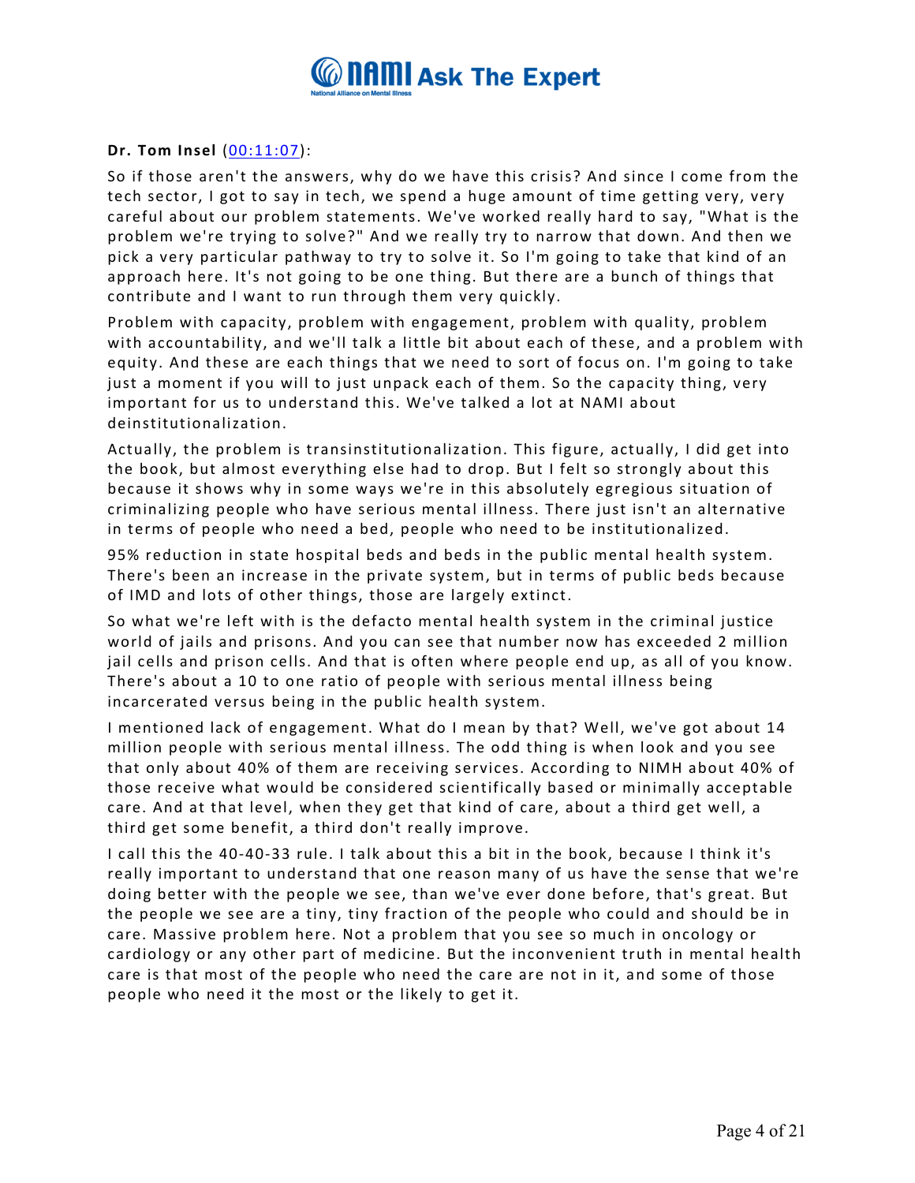**Dr. Tom Insel** (00:11:07):

So if those aren't the answers, why do we have this crisis? And since I come from the tech sector, I got to say in tech, we spend a huge amount of time getting very, very careful about our problem statements. We've worked really hard to say, "What is the problem we're trying to solve?" And we really try to narrow that down. And then we pick a very particular pathway to try to solve it. So I'm going to take that kind of an approach here. It's not going to be one thing. But there are a bunch of things that contribute and I want to run through them very quickly.

Problem with capacity, problem with engagement, problem with quality, problem with accountability, and we'll talk a little bit about each of these, and a problem with equity. And these are each things that we need to sort of focus on. I'm going to take just a moment if you will to just unpack each of them. So the capacity thing, very important for us to understand this. We've talked a lot at NAMI about deinstitutionalization.

Actually, the problem is transinstitutionalization. This figure, actually, I did get into the book, but almost everything else had to drop. But I felt so strongly about this because it shows why in some ways we're in this absolutely egregious situation of criminalizing people who have serious mental illness. There just isn't an alternative in terms of people who need a bed, people who need to be institutionalized.

95% reduction in state hospital beds and beds in the public mental health system. There's been an increase in the private system, but in terms of public beds because of IMD and lots of other things, those are largely extinct.

So what we're left with is the defacto mental health system in the criminal justice world of jails and prisons. And you can see that number now has exceeded 2 million jail cells and prison cells. And that is often where people end up, as all of you know. There's about a 10 to one ratio of people with serious mental illness being incarcerated versus being in the public health system.

I mentioned lack of engagement. What do I mean by that? Well, we've got about 14 million people with serious mental illness. The odd thing is when look and you see that only about 40% of them are receiving services. According to NIMH about 40% of those receive what would be considered scientifically based or minimally acceptable care. And at that level, when they get that kind of care, about a third get well, a third get some benefit, a third don't really improve.

I call this the 40-40-33 rule. I talk about this a bit in the book, because I think it's really important to understand that one reason many of us have the sense that we're doing better with the people we see, than we've ever done before, that's great. But the people we see are a tiny, tiny fraction of the people who could and should be in care. Massive problem here. Not a problem that you see so much in oncology or cardiology or any other part of medicine. But the inconvenient truth in mental health care is that most of the people who need the care are not in it, and some of those people who need it the most or the likely to get it.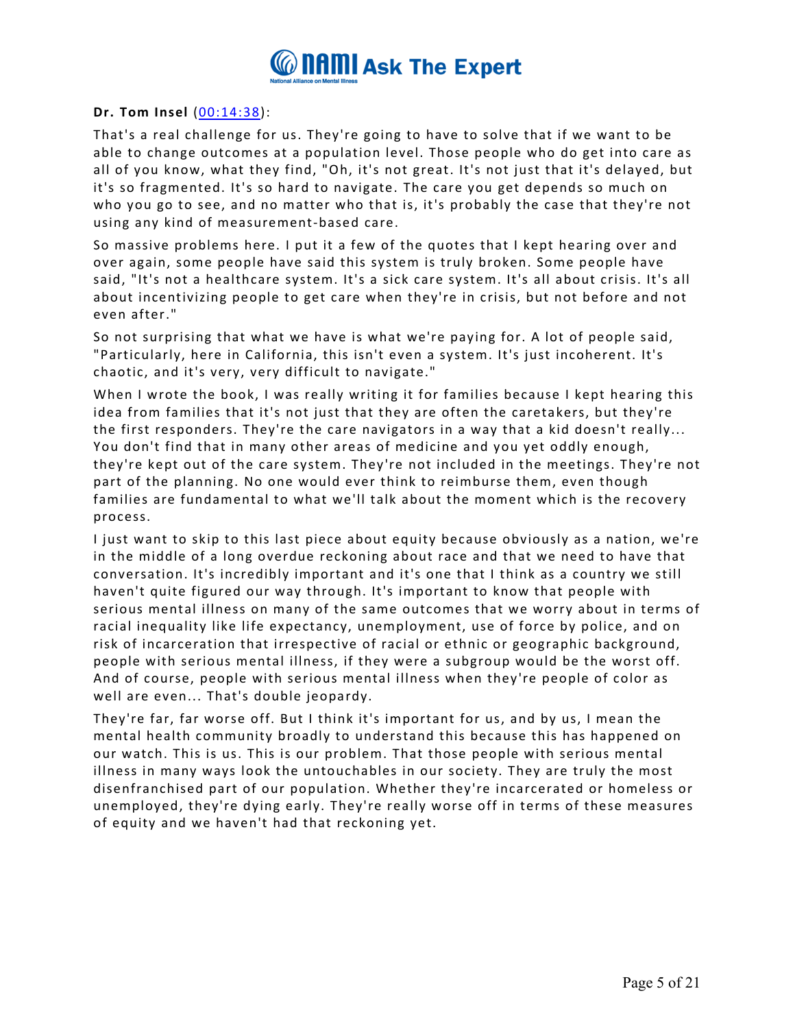**Dr. Tom Insel** ([00:14:38]()):

That's a real challenge for us. They're going to have to solve that if we want to be able to change outcomes at a population level. Those people who do get into care as all of you know, what they find, "Oh, it's not great. It's not just that it's delayed, but it's so fragmented. It's so hard to navigate. The care you get depends so much on who you go to see, and no matter who that is, it's probably the case that they're not using any kind of measurement-based care.

So massive problems here. I put it a few of the quotes that I kept hearing over and over again, some people have said this system is truly broken. Some people have said, "It's not a healthcare system. It's a sick care system. It's all about crisis. It's all about incentivizing people to get care when they're in crisis, but not before and not even after."

So not surprising that what we have is what we're paying for. A lot of people said, "Particularly, here in California, this isn't even a system. It's just incoherent. It's chaotic, and it's very, very difficult to navigate."

When I wrote the book, I was really writing it for families because I kept hearing this idea from families that it's not just that they are often the caretakers, but they're the first responders. They're the care navigators in a way that a kid doesn't really... You don't find that in many other areas of medicine and you yet oddly enough, they're kept out of the care system. They're not included in the meetings. They're not part of the planning. No one would ever think to reimburse them, even though families are fundamental to what we'll talk about the moment which is the recovery process.

I just want to skip to this last piece about equity because obviously as a nation, we're in the middle of a long overdue reckoning about race and that we need to have that conversation. It's incredibly important and it's one that I think as a country we still haven't quite figured our way through. It's important to know that people with serious mental illness on many of the same outcomes that we worry about in terms of racial inequality like life expectancy, unemployment, use of force by police, and on risk of incarceration that irrespective of racial or ethnic or geographic background, people with serious mental illness, if they were a subgroup would be the worst off. And of course, people with serious mental illness when they're people of color as well are even... That's double jeopardy.

They're far, far worse off. But I think it's important for us, and by us, I mean the mental health community broadly to understand this because this has happened on our watch. This is us. This is our problem. That those people with serious mental illness in many ways look the untouchables in our society. They are truly the most disenfranchised part of our population. Whether they're incarcerated or homeless or unemployed, they're dying early. They're really worse off in terms of these measures of equity and we haven't had that reckoning yet.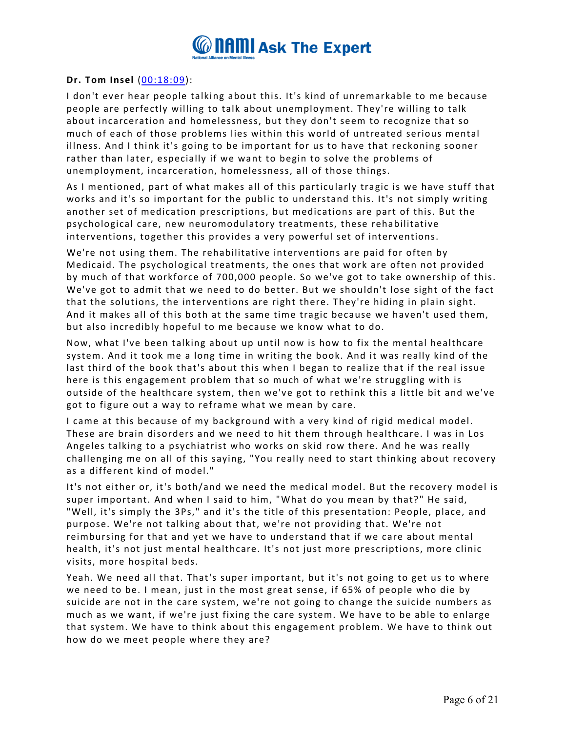**Dr. Tom Insel** ([00:18:09](#)):

I don't ever hear people talking about this. It's kind of unremarkable to me because people are perfectly willing to talk about unemployment. They're willing to talk about incarceration and homelessness, but they don't seem to recognize that so much of each of those problems lies within this world of untreated serious mental illness. And I think it's going to be important for us to have that reckoning sooner rather than later, especially if we want to begin to solve the problems of unemployment, incarceration, homelessness, all of those things.

As I mentioned, part of what makes all of this particularly tragic is we have stuff that works and it's so important for the public to understand this. It's not simply writing another set of medication prescriptions, but medications are part of this. But the psychological care, new neuromodulatory treatments, these rehabilitative interventions, together this provides a very powerful set of interventions.

We're not using them. The rehabilitative interventions are paid for often by Medicaid. The psychological treatments, the ones that work are often not provided by much of that workforce of 700,000 people. So we've got to take ownership of this. We've got to admit that we need to do better. But we shouldn't lose sight of the fact that the solutions, the interventions are right there. They're hiding in plain sight. And it makes all of this both at the same time tragic because we haven't used them, but also incredibly hopeful to me because we know what to do.

Now, what I've been talking about up until now is how to fix the mental healthcare system. And it took me a long time in writing the book. And it was really kind of the last third of the book that's about this when I began to realize that if the real issue here is this engagement problem that so much of what we're struggling with is outside of the healthcare system, then we've got to rethink this a little bit and we've got to figure out a way to reframe what we mean by care.

I came at this because of my background with a very kind of rigid medical model. These are brain disorders and we need to hit them through healthcare. I was in Los Angeles talking to a psychiatrist who works on skid row there. And he was really challenging me on all of this saying, "You really need to start thinking about recovery as a different kind of model."

It's not either or, it's both/and we need the medical model. But the recovery model is super important. And when I said to him, "What do you mean by that?" He said, "Well, it's simply the 3Ps," and it's the title of this presentation: People, place, and purpose. We're not talking about that, we're not providing that. We're not reimbursing for that and yet we have to understand that if we care about mental health, it's not just mental healthcare. It's not just more prescriptions, more clinic visits, more hospital beds.

Yeah. We need all that. That's super important, but it's not going to get us to where we need to be. I mean, just in the most great sense, if 65% of people who die by suicide are not in the care system, we're not going to change the suicide numbers as much as we want, if we're just fixing the care system. We have to be able to enlarge that system. We have to think about this engagement problem. We have to think out how do we meet people where they are?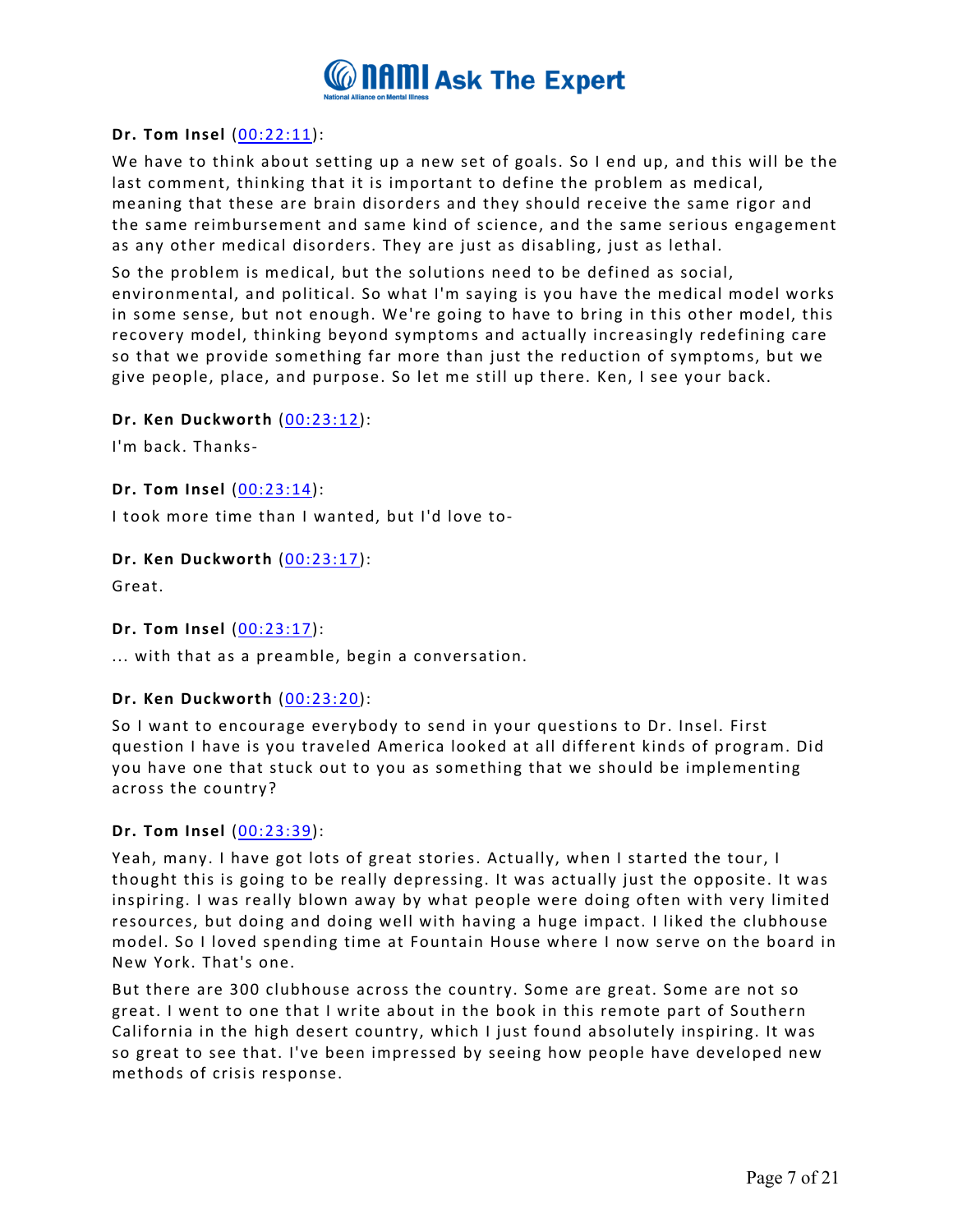**Dr. Tom Insel** (00:22:11):

We have to think about setting up a new set of goals. So I end up, and this will be the last comment, thinking that it is important to define the problem as medical, meaning that these are brain disorders and they should receive the same rigor and the same reimbursement and same kind of science, and the same serious engagement as any other medical disorders. They are just as disabling, just as lethal.

So the problem is medical, but the solutions need to be defined as social, environmental, and political. So what I'm saying is you have the medical model works in some sense, but not enough. We're going to have to bring in this other model, this recovery model, thinking beyond symptoms and actually increasingly redefining care so that we provide something far more than just the reduction of symptoms, but we give people, place, and purpose. So let me still up there. Ken, I see your back.

**Dr. Ken Duckworth** (00:23:12):

I'm back. Thanks-

**Dr. Tom Insel** (00:23:14):

I took more time than I wanted, but I'd love to-

**Dr. Ken Duckworth** (00:23:17):

Great.

**Dr. Tom Insel** (00:23:17):

... with that as a preamble, begin a conversation.

**Dr. Ken Duckworth** (00:23:20):

So I want to encourage everybody to send in your questions to Dr. Insel. First question I have is you traveled America looked at all different kinds of program. Did you have one that stuck out to you as something that we should be implementing across the country?

**Dr. Tom Insel** (00:23:39):

Yeah, many. I have got lots of great stories. Actually, when I started the tour, I thought this is going to be really depressing. It was actually just the opposite. It was inspiring. I was really blown away by what people were doing often with very limited resources, but doing and doing well with having a huge impact. I liked the clubhouse model. So I loved spending time at Fountain House where I now serve on the board in New York. That's one.

But there are 300 clubhouse across the country. Some are great. Some are not so great. I went to one that I write about in the book in this remote part of Southern California in the high desert country, which I just found absolutely inspiring. It was so great to see that. I've been impressed by seeing how people have developed new methods of crisis response.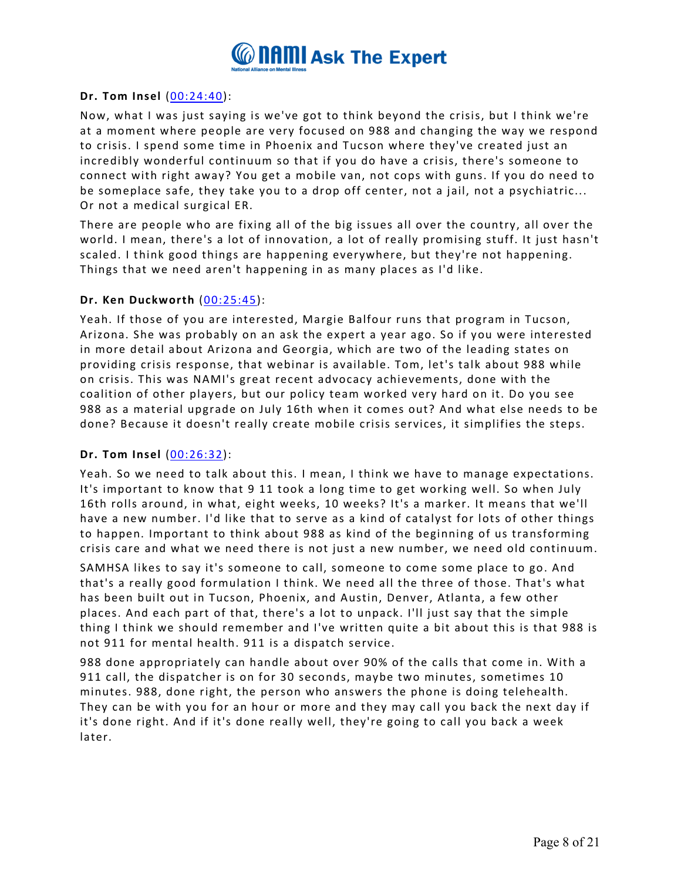**Dr. Tom Insel** ([00:24:40](#)):

Now, what I was just saying is we've got to think beyond the crisis, but I think we're at a moment where people are very focused on 988 and changing the way we respond to crisis. I spend some time in Phoenix and Tucson where they've created just an incredibly wonderful continuum so that if you do have a crisis, there's someone to connect with right away? You get a mobile van, not cops with guns. If you do need to be someplace safe, they take you to a drop off center, not a jail, not a psychiatric... Or not a medical surgical ER.

There are people who are fixing all of the big issues all over the country, all over the world. I mean, there's a lot of innovation, a lot of really promising stuff. It just hasn't scaled. I think good things are happening everywhere, but they're not happening. Things that we need aren't happening in as many places as I'd like.

**Dr. Ken Duckworth** ([00:25:45](#)):

Yeah. If those of you are interested, Margie Balfour runs that program in Tucson, Arizona. She was probably on an ask the expert a year ago. So if you were interested in more detail about Arizona and Georgia, which are two of the leading states on providing crisis response, that webinar is available. Tom, let's talk about 988 while on crisis. This was NAMI's great recent advocacy achievements, done with the coalition of other players, but our policy team worked very hard on it. Do you see 988 as a material upgrade on July 16th when it comes out? And what else needs to be done? Because it doesn't really create mobile crisis services, it simplifies the steps.

**Dr. Tom Insel** ([00:26:32](#)):

Yeah. So we need to talk about this. I mean, I think we have to manage expectations. It's important to know that 9 11 took a long time to get working well. So when July 16th rolls around, in what, eight weeks, 10 weeks? It's a marker. It means that we'll have a new number. I'd like that to serve as a kind of catalyst for lots of other things to happen. Important to think about 988 as kind of the beginning of us transforming crisis care and what we need there is not just a new number, we need old continuum.

SAMHSA likes to say it's someone to call, someone to come some place to go. And that's a really good formulation I think. We need all the three of those. That's what has been built out in Tucson, Phoenix, and Austin, Denver, Atlanta, a few other places. And each part of that, there's a lot to unpack. I'll just say that the simple thing I think we should remember and I've written quite a bit about this is that 988 is not 911 for mental health. 911 is a dispatch service.

988 done appropriately can handle about over 90% of the calls that come in. With a 911 call, the dispatcher is on for 30 seconds, maybe two minutes, sometimes 10 minutes. 988, done right, the person who answers the phone is doing telehealth. They can be with you for an hour or more and they may call you back the next day if it's done right. And if it's done really well, they're going to call you back a week later.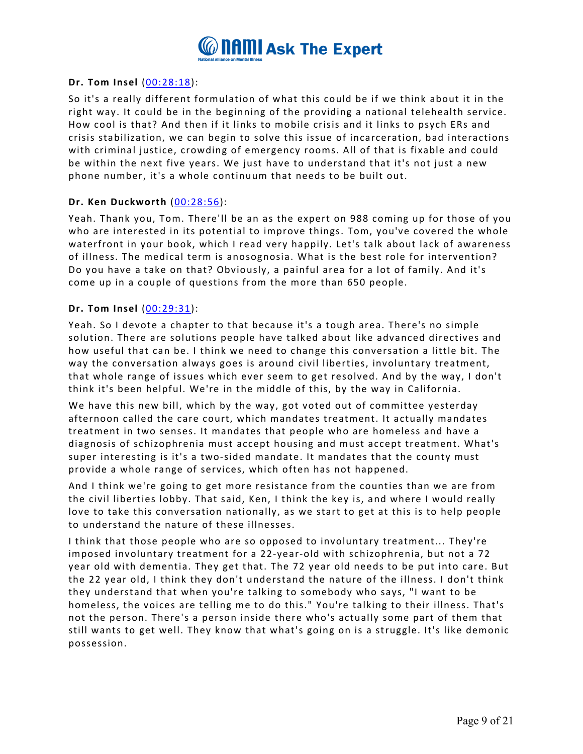**Dr. Tom Insel** (00:28:18):

So it's a really different formulation of what this could be if we think about it in the right way. It could be in the beginning of the providing a national telehealth service. How cool is that? And then if it links to mobile crisis and it links to psych ERs and crisis stabilization, we can begin to solve this issue of incarceration, bad interactions with criminal justice, crowding of emergency rooms. All of that is fixable and could be within the next five years. We just have to understand that it's not just a new phone number, it's a whole continuum that needs to be built out.

**Dr. Ken Duckworth** (00:28:56):

Yeah. Thank you, Tom. There'll be an as the expert on 988 coming up for those of you who are interested in its potential to improve things. Tom, you've covered the whole waterfront in your book, which I read very happily. Let's talk about lack of awareness of illness. The medical term is anosognosia. What is the best role for intervention? Do you have a take on that? Obviously, a painful area for a lot of family. And it's come up in a couple of questions from the more than 650 people.

**Dr. Tom Insel** (00:29:31):

Yeah. So I devote a chapter to that because it's a tough area. There's no simple solution. There are solutions people have talked about like advanced directives and how useful that can be. I think we need to change this conversation a little bit. The way the conversation always goes is around civil liberties, involuntary treatment, that whole range of issues which ever seem to get resolved. And by the way, I don't think it's been helpful. We're in the middle of this, by the way in California.

We have this new bill, which by the way, got voted out of committee yesterday afternoon called the care court, which mandates treatment. It actually mandates treatment in two senses. It mandates that people who are homeless and have a diagnosis of schizophrenia must accept housing and must accept treatment. What's super interesting is it's a two-sided mandate. It mandates that the county must provide a whole range of services, which often has not happened.

And I think we're going to get more resistance from the counties than we are from the civil liberties lobby. That said, Ken, I think the key is, and where I would really love to take this conversation nationally, as we start to get at this is to help people to understand the nature of these illnesses.

I think that those people who are so opposed to involuntary treatment... They're imposed involuntary treatment for a 22-year-old with schizophrenia, but not a 72 year old with dementia. They get that. The 72 year old needs to be put into care. But the 22 year old, I think they don't understand the nature of the illness. I don't think they understand that when you're talking to somebody who says, "I want to be homeless, the voices are telling me to do this." You're talking to their illness. That's not the person. There's a person inside there who's actually some part of them that still wants to get well. They know that what's going on is a struggle. It's like demonic possession.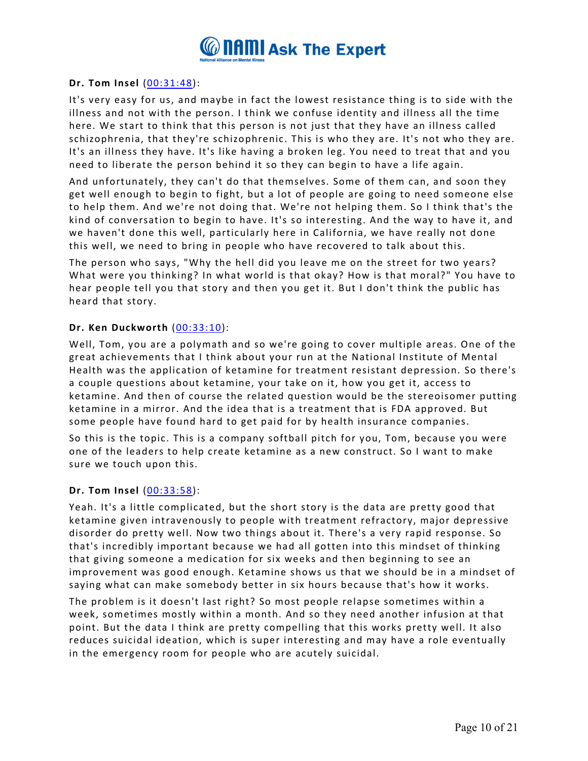**Dr. Tom Insel** (00:31:48):

It's very easy for us, and maybe in fact the lowest resistance thing is to side with the illness and not with the person. I think we confuse identity and illness all the time here. We start to think that this person is not just that they have an illness called schizophrenia, that they're schizophrenic. This is who they are. It's not who they are. It's an illness they have. It's like having a broken leg. You need to treat that and you need to liberate the person behind it so they can begin to have a life again.

And unfortunately, they can't do that themselves. Some of them can, and soon they get well enough to begin to fight, but a lot of people are going to need someone else to help them. And we're not doing that. We're not helping them. So I think that's the kind of conversation to begin to have. It's so interesting. And the way to have it, and we haven't done this well, particularly here in California, we have really not done this well, we need to bring in people who have recovered to talk about this.

The person who says, "Why the hell did you leave me on the street for two years? What were you thinking? In what world is that okay? How is that moral?" You have to hear people tell you that story and then you get it. But I don't think the public has heard that story.

**Dr. Ken Duckworth** (00:33:10):

Well, Tom, you are a polymath and so we're going to cover multiple areas. One of the great achievements that I think about your run at the National Institute of Mental Health was the application of ketamine for treatment resistant depression. So there's a couple questions about ketamine, your take on it, how you get it, access to ketamine. And then of course the related question would be the stereoisomer putting ketamine in a mirror. And the idea that is a treatment that is FDA approved. But some people have found hard to get paid for by health insurance companies.

So this is the topic. This is a company softball pitch for you, Tom, because you were one of the leaders to help create ketamine as a new construct. So I want to make sure we touch upon this.

**Dr. Tom Insel** (00:33:58):

Yeah. It's a little complicated, but the short story is the data are pretty good that ketamine given intravenously to people with treatment refractory, major depressive disorder do pretty well. Now two things about it. There's a very rapid response. So that's incredibly important because we had all gotten into this mindset of thinking that giving someone a medication for six weeks and then beginning to see an improvement was good enough. Ketamine shows us that we should be in a mindset of saying what can make somebody better in six hours because that's how it works.

The problem is it doesn't last right? So most people relapse sometimes within a week, sometimes mostly within a month. And so they need another infusion at that point. But the data I think are pretty compelling that this works pretty well. It also reduces suicidal ideation, which is super interesting and may have a role eventually in the emergency room for people who are acutely suicidal.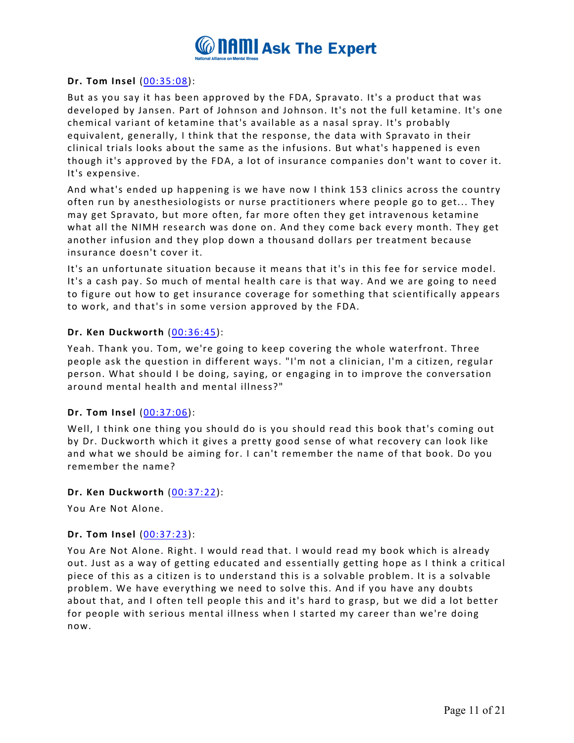**Dr. Tom Insel** (00:35:08):

But as you say it has been approved by the FDA, Spravato. It's a product that was developed by Jansen. Part of Johnson and Johnson. It's not the full ketamine. It's one chemical variant of ketamine that's available as a nasal spray. It's probably equivalent, generally, I think that the response, the data with Spravato in their clinical trials looks about the same as the infusions. But what's happened is even though it's approved by the FDA, a lot of insurance companies don't want to cover it. It's expensive.

And what's ended up happening is we have now I think 153 clinics across the country often run by anesthesiologists or nurse practitioners where people go to get... They may get Spravato, but more often, far more often they get intravenous ketamine what all the NIMH research was done on. And they come back every month. They get another infusion and they plop down a thousand dollars per treatment because insurance doesn't cover it.

It's an unfortunate situation because it means that it's in this fee for service model. It's a cash pay. So much of mental health care is that way. And we are going to need to figure out how to get insurance coverage for something that scientifically appears to work, and that's in some version approved by the FDA.

**Dr. Ken Duckworth** (00:36:45):

Yeah. Thank you. Tom, we're going to keep covering the whole waterfront. Three people ask the question in different ways. "I'm not a clinician, I'm a citizen, regular person. What should I be doing, saying, or engaging in to improve the conversation around mental health and mental illness?"

**Dr. Tom Insel** (00:37:06):

Well, I think one thing you should do is you should read this book that's coming out by Dr. Duckworth which it gives a pretty good sense of what recovery can look like and what we should be aiming for. I can't remember the name of that book. Do you remember the name?

**Dr. Ken Duckworth** (00:37:22):

You Are Not Alone.

**Dr. Tom Insel** (00:37:23):

You Are Not Alone. Right. I would read that. I would read my book which is already out. Just as a way of getting educated and essentially getting hope as I think a critical piece of this as a citizen is to understand this is a solvable problem. It is a solvable problem. We have everything we need to solve this. And if you have any doubts about that, and I often tell people this and it's hard to grasp, but we did a lot better for people with serious mental illness when I started my career than we're doing now.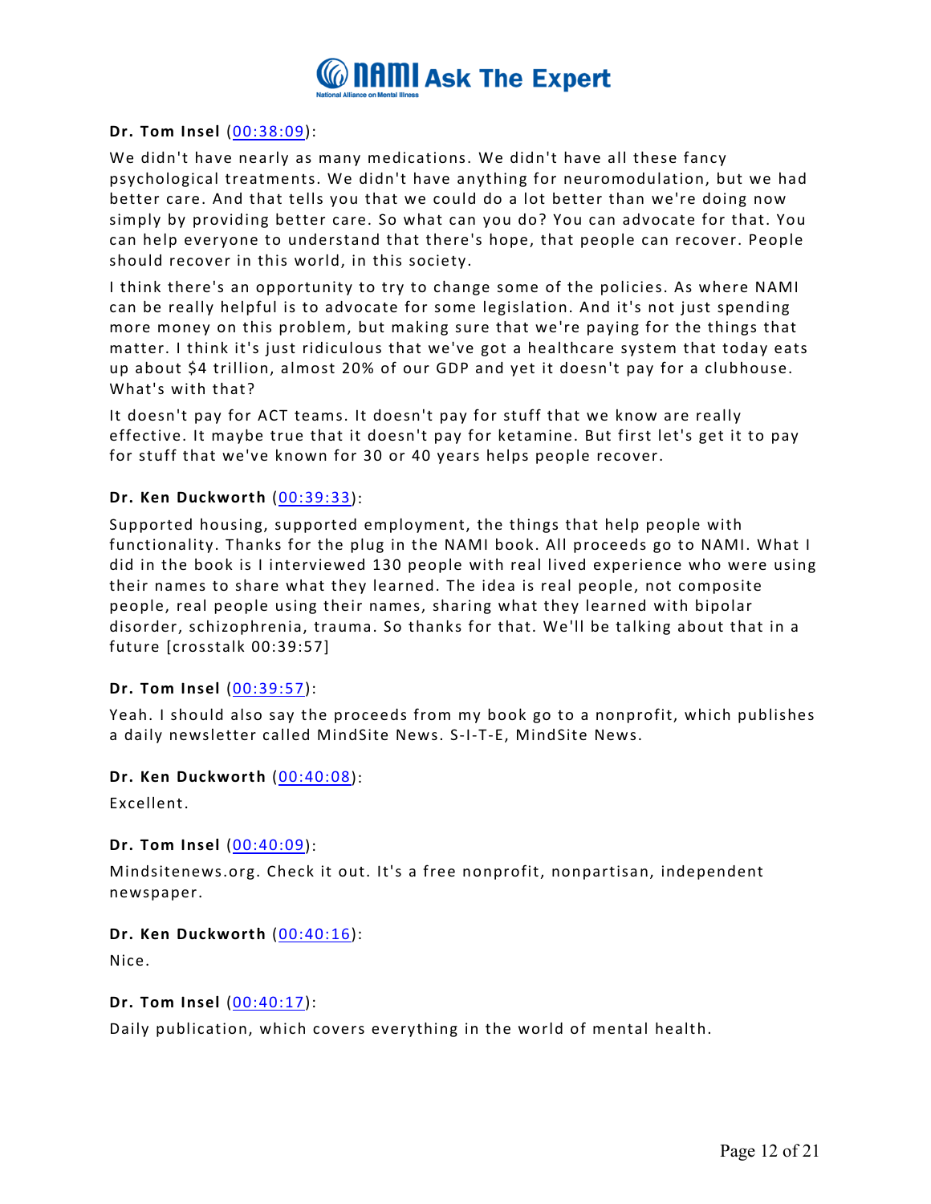**Dr. Tom Insel** (00:38:09):

We didn't have nearly as many medications. We didn't have all these fancy psychological treatments. We didn't have anything for neuromodulation, but we had better care. And that tells you that we could do a lot better than we're doing now simply by providing better care. So what can you do? You can advocate for that. You can help everyone to understand that there's hope, that people can recover. People should recover in this world, in this society.

I think there's an opportunity to try to change some of the policies. As where NAMI can be really helpful is to advocate for some legislation. And it's not just spending more money on this problem, but making sure that we're paying for the things that matter. I think it's just ridiculous that we've got a healthcare system that today eats up about $4 trillion, almost 20% of our GDP and yet it doesn't pay for a clubhouse. What's with that?

It doesn't pay for ACT teams. It doesn't pay for stuff that we know are really effective. It maybe true that it doesn't pay for ketamine. But first let's get it to pay for stuff that we've known for 30 or 40 years helps people recover.

**Dr. Ken Duckworth** (00:39:33):

Supported housing, supported employment, the things that help people with functionality. Thanks for the plug in the NAMI book. All proceeds go to NAMI. What I did in the book is I interviewed 130 people with real lived experience who were using their names to share what they learned. The idea is real people, not composite people, real people using their names, sharing what they learned with bipolar disorder, schizophrenia, trauma. So thanks for that. We'll be talking about that in a future [crosstalk 00:39:57]

**Dr. Tom Insel** (00:39:57):

Yeah. I should also say the proceeds from my book go to a nonprofit, which publishes a daily newsletter called MindSite News. S-I-T-E, MindSite News.

**Dr. Ken Duckworth** (00:40:08):

Excellent.

**Dr. Tom Insel** (00:40:09):

Mindsitenews.org. Check it out. It's a free nonprofit, nonpartisan, independent newspaper.

**Dr. Ken Duckworth** (00:40:16):

Nice.

**Dr. Tom Insel** (00:40:17):

Daily publication, which covers everything in the world of mental health.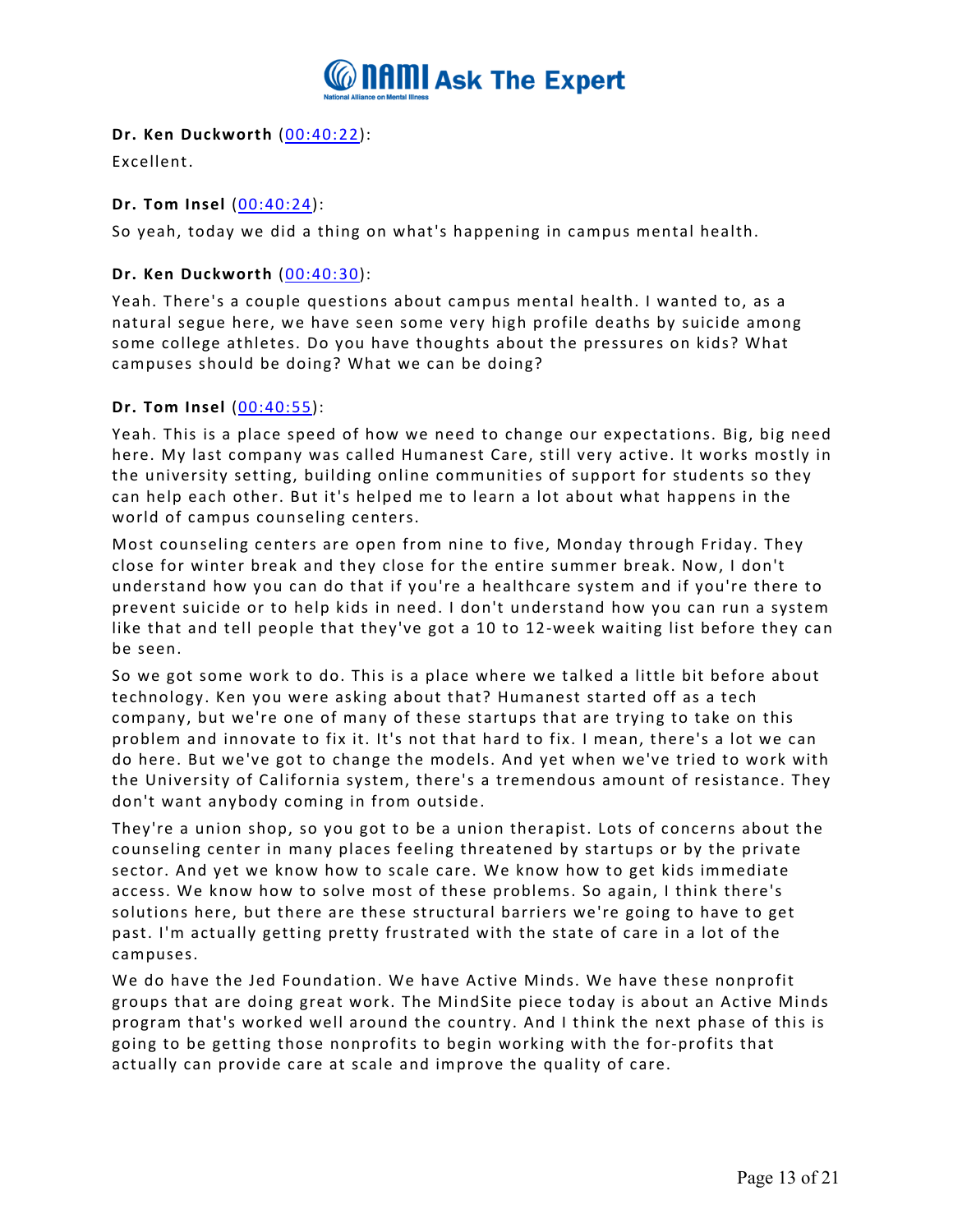**Dr. Ken Duckworth** ([00:40:22](#)):

Excellent.

**Dr. Tom Insel** ([00:40:24](#)):

So yeah, today we did a thing on what's happening in campus mental health.

**Dr. Ken Duckworth** ([00:40:30](#)):

Yeah. There's a couple questions about campus mental health. I wanted to, as a natural segue here, we have seen some very high profile deaths by suicide among some college athletes. Do you have thoughts about the pressures on kids? What campuses should be doing? What we can be doing?

**Dr. Tom Insel** ([00:40:55](#)):

Yeah. This is a place speed of how we need to change our expectations. Big, big need here. My last company was called Humanest Care, still very active. It works mostly in the university setting, building online communities of support for students so they can help each other. But it's helped me to learn a lot about what happens in the world of campus counseling centers.

Most counseling centers are open from nine to five, Monday through Friday. They close for winter break and they close for the entire summer break. Now, I don't understand how you can do that if you're a healthcare system and if you're there to prevent suicide or to help kids in need. I don't understand how you can run a system like that and tell people that they've got a 10 to 12-week waiting list before they can be seen.

So we got some work to do. This is a place where we talked a little bit before about technology. Ken you were asking about that? Humanest started off as a tech company, but we're one of many of these startups that are trying to take on this problem and innovate to fix it. It's not that hard to fix. I mean, there's a lot we can do here. But we've got to change the models. And yet when we've tried to work with the University of California system, there's a tremendous amount of resistance. They don't want anybody coming in from outside.

They're a union shop, so you got to be a union therapist. Lots of concerns about the counseling center in many places feeling threatened by startups or by the private sector. And yet we know how to scale care. We know how to get kids immediate access. We know how to solve most of these problems. So again, I think there's solutions here, but there are these structural barriers we're going to have to get past. I'm actually getting pretty frustrated with the state of care in a lot of the campuses.

We do have the Jed Foundation. We have Active Minds. We have these nonprofit groups that are doing great work. The MindSite piece today is about an Active Minds program that's worked well around the country. And I think the next phase of this is going to be getting those nonprofits to begin working with the for-profits that actually can provide care at scale and improve the quality of care.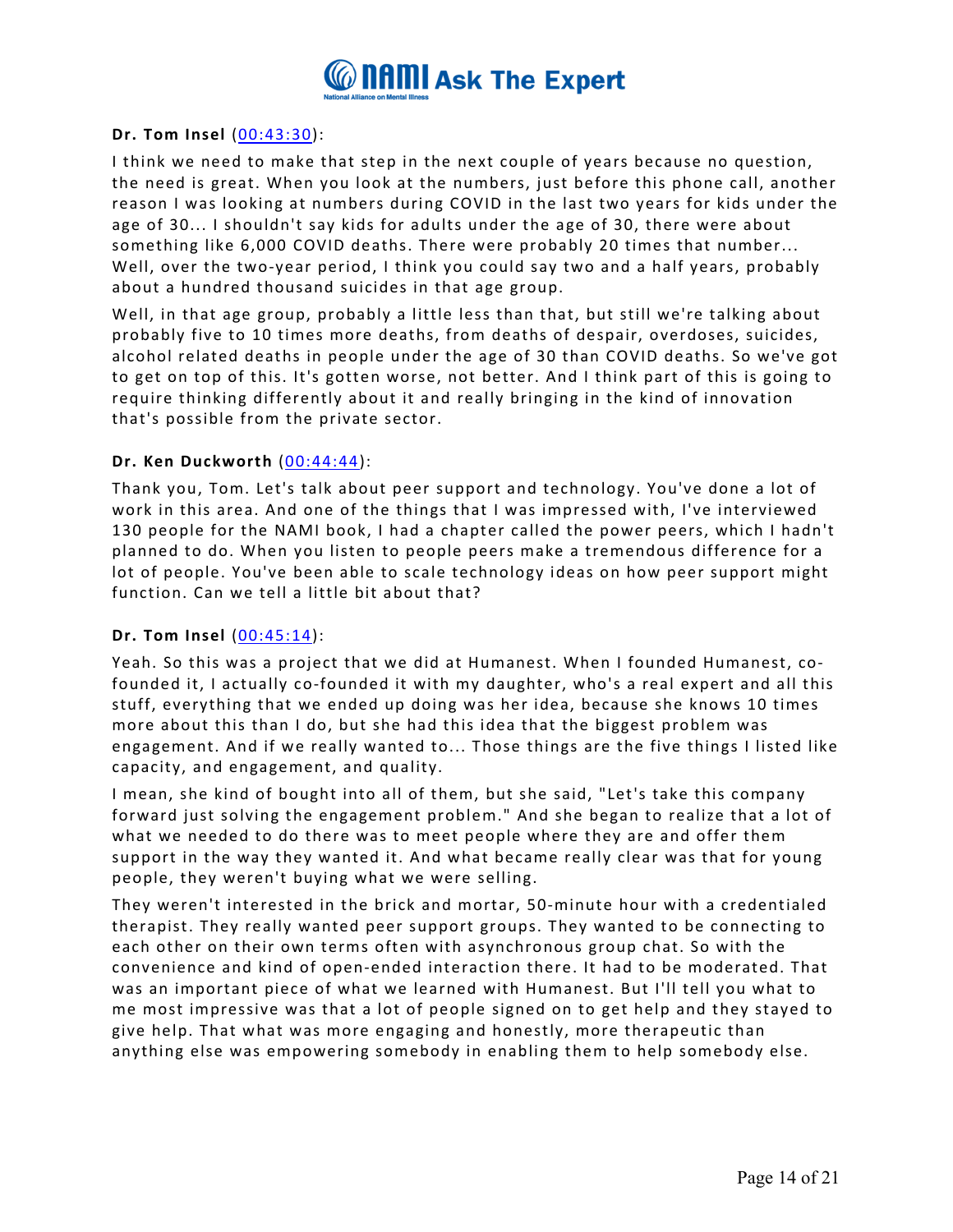**Dr. Tom Insel** (00:43:30):

I think we need to make that step in the next couple of years because no question, the need is great. When you look at the numbers, just before this phone call, another reason I was looking at numbers during COVID in the last two years for kids under the age of 30... I shouldn't say kids for adults under the age of 30, there were about something like 6,000 COVID deaths. There were probably 20 times that number... Well, over the two-year period, I think you could say two and a half years, probably about a hundred thousand suicides in that age group.

Well, in that age group, probably a little less than that, but still we're talking about probably five to 10 times more deaths, from deaths of despair, overdoses, suicides, alcohol related deaths in people under the age of 30 than COVID deaths. So we've got to get on top of this. It's gotten worse, not better. And I think part of this is going to require thinking differently about it and really bringing in the kind of innovation that's possible from the private sector.

**Dr. Ken Duckworth** (00:44:44):

Thank you, Tom. Let's talk about peer support and technology. You've done a lot of work in this area. And one of the things that I was impressed with, I've interviewed 130 people for the NAMI book, I had a chapter called the power peers, which I hadn't planned to do. When you listen to people peers make a tremendous difference for a lot of people. You've been able to scale technology ideas on how peer support might function. Can we tell a little bit about that?

**Dr. Tom Insel** (00:45:14):

Yeah. So this was a project that we did at Humanest. When I founded Humanest, co-founded it, I actually co-founded it with my daughter, who's a real expert and all this stuff, everything that we ended up doing was her idea, because she knows 10 times more about this than I do, but she had this idea that the biggest problem was engagement. And if we really wanted to... Those things are the five things I listed like capacity, and engagement, and quality.

I mean, she kind of bought into all of them, but she said, "Let's take this company forward just solving the engagement problem." And she began to realize that a lot of what we needed to do there was to meet people where they are and offer them support in the way they wanted it. And what became really clear was that for young people, they weren't buying what we were selling.

They weren't interested in the brick and mortar, 50-minute hour with a credentialed therapist. They really wanted peer support groups. They wanted to be connecting to each other on their own terms often with asynchronous group chat. So with the convenience and kind of open-ended interaction there. It had to be moderated. That was an important piece of what we learned with Humanest. But I'll tell you what to me most impressive was that a lot of people signed on to get help and they stayed to give help. That what was more engaging and honestly, more therapeutic than anything else was empowering somebody in enabling them to help somebody else.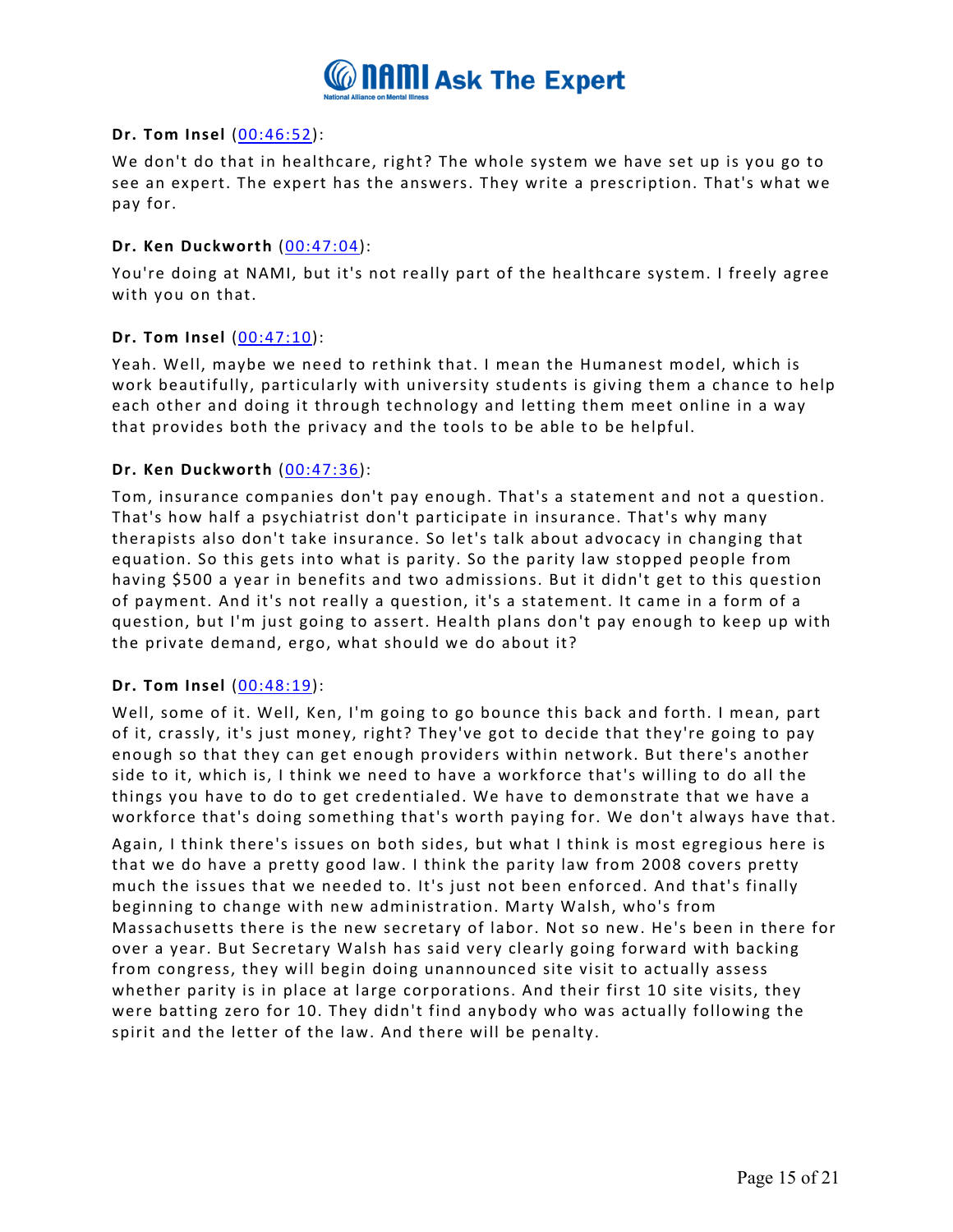**Dr. Tom Insel** ([00:46:52]()):

We don't do that in healthcare, right? The whole system we have set up is you go to see an expert. The expert has the answers. They write a prescription. That's what we pay for.

**Dr. Ken Duckworth** ([00:47:04]()):

You're doing at NAMI, but it's not really part of the healthcare system. I freely agree with you on that.

**Dr. Tom Insel** ([00:47:10]()):

Yeah. Well, maybe we need to rethink that. I mean the Humanest model, which is work beautifully, particularly with university students is giving them a chance to help each other and doing it through technology and letting them meet online in a way that provides both the privacy and the tools to be able to be helpful.

**Dr. Ken Duckworth** ([00:47:36]()):

Tom, insurance companies don't pay enough. That's a statement and not a question. That's how half a psychiatrist don't participate in insurance. That's why many therapists also don't take insurance. So let's talk about advocacy in changing that equation. So this gets into what is parity. So the parity law stopped people from having $500 a year in benefits and two admissions. But it didn't get to this question of payment. And it's not really a question, it's a statement. It came in a form of a question, but I'm just going to assert. Health plans don't pay enough to keep up with the private demand, ergo, what should we do about it?

**Dr. Tom Insel** ([00:48:19]()):

Well, some of it. Well, Ken, I'm going to go bounce this back and forth. I mean, part of it, crassly, it's just money, right? They've got to decide that they're going to pay enough so that they can get enough providers within network. But there's another side to it, which is, I think we need to have a workforce that's willing to do all the things you have to do to get credentialed. We have to demonstrate that we have a workforce that's doing something that's worth paying for. We don't always have that.

Again, I think there's issues on both sides, but what I think is most egregious here is that we do have a pretty good law. I think the parity law from 2008 covers pretty much the issues that we needed to. It's just not been enforced. And that's finally beginning to change with new administration. Marty Walsh, who's from Massachusetts there is the new secretary of labor. Not so new. He's been in there for over a year. But Secretary Walsh has said very clearly going forward with backing from congress, they will begin doing unannounced site visit to actually assess whether parity is in place at large corporations. And their first 10 site visits, they were batting zero for 10. They didn't find anybody who was actually following the spirit and the letter of the law. And there will be penalty.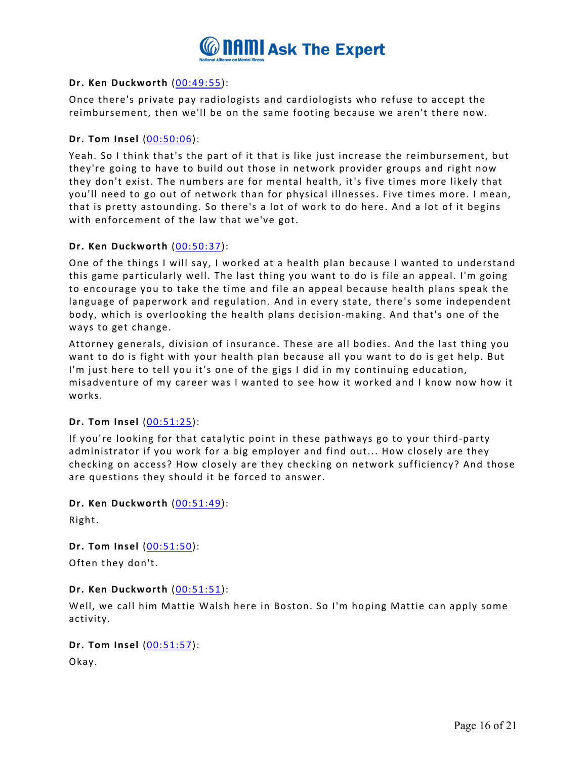**Dr. Ken Duckworth** (00:49:55):

Once there's private pay radiologists and cardiologists who refuse to accept the reimbursement, then we'll be on the same footing because we aren't there now.

**Dr. Tom Insel** (00:50:06):

Yeah. So I think that's the part of it that is like just increase the reimbursement, but they're going to have to build out those in network provider groups and right now they don't exist. The numbers are for mental health, it's five times more likely that you'll need to go out of network than for physical illnesses. Five times more. I mean, that is pretty astounding. So there's a lot of work to do here. And a lot of it begins with enforcement of the law that we've got.

**Dr. Ken Duckworth** (00:50:37):

One of the things I will say, I worked at a health plan because I wanted to understand this game particularly well. The last thing you want to do is file an appeal. I'm going to encourage you to take the time and file an appeal because health plans speak the language of paperwork and regulation. And in every state, there's some independent body, which is overlooking the health plans decision-making. And that's one of the ways to get change.

Attorney generals, division of insurance. These are all bodies. And the last thing you want to do is fight with your health plan because all you want to do is get help. But I'm just here to tell you it's one of the gigs I did in my continuing education, misadventure of my career was I wanted to see how it worked and I know now how it works.

**Dr. Tom Insel** (00:51:25):

If you're looking for that catalytic point in these pathways go to your third-party administrator if you work for a big employer and find out... How closely are they checking on access? How closely are they checking on network sufficiency? And those are questions they should it be forced to answer.

**Dr. Ken Duckworth** (00:51:49):

Right.

**Dr. Tom Insel** (00:51:50):

Often they don't.

**Dr. Ken Duckworth** (00:51:51):

Well, we call him Mattie Walsh here in Boston. So I'm hoping Mattie can apply some activity.

**Dr. Tom Insel** (00:51:57):

Okay.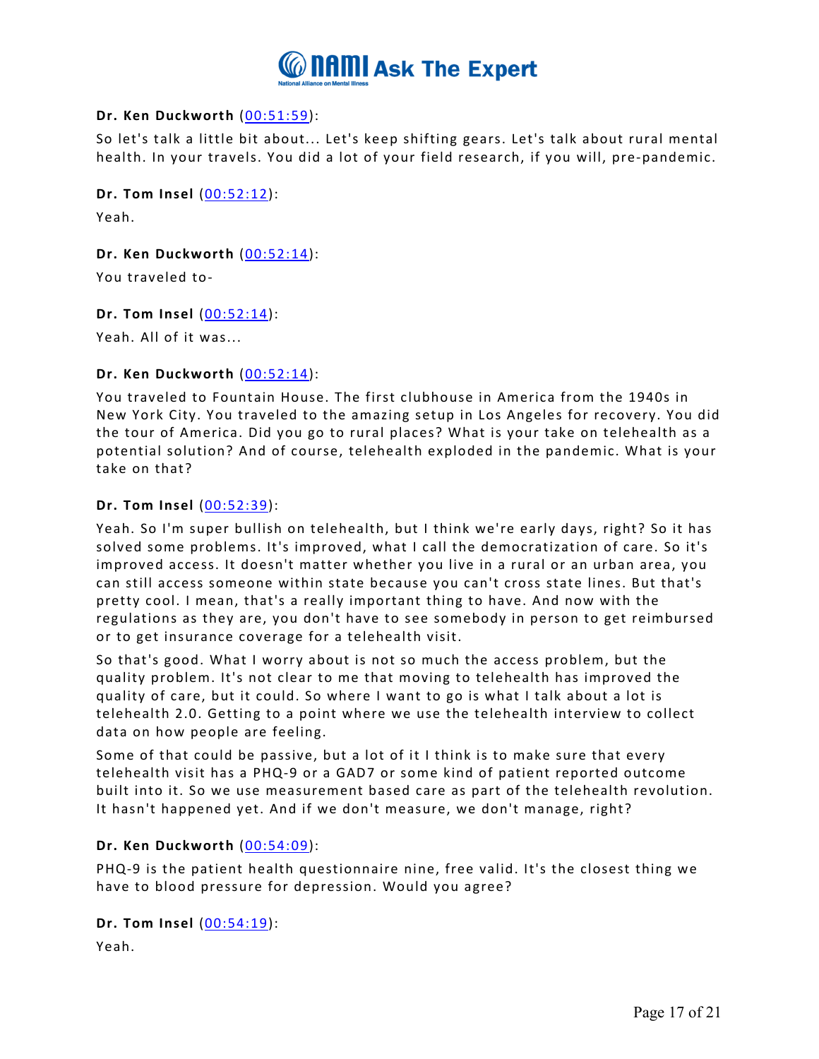**Dr. Ken Duckworth** (00:51:59):

So let's talk a little bit about... Let's keep shifting gears. Let's talk about rural mental health. In your travels. You did a lot of your field research, if you will, pre-pandemic.

**Dr. Tom Insel** (00:52:12):

Yeah.

**Dr. Ken Duckworth** (00:52:14):

You traveled to-

**Dr. Tom Insel** (00:52:14):

Yeah. All of it was...

**Dr. Ken Duckworth** (00:52:14):

You traveled to Fountain House. The first clubhouse in America from the 1940s in New York City. You traveled to the amazing setup in Los Angeles for recovery. You did the tour of America. Did you go to rural places? What is your take on telehealth as a potential solution? And of course, telehealth exploded in the pandemic. What is your take on that?

**Dr. Tom Insel** (00:52:39):

Yeah. So I'm super bullish on telehealth, but I think we're early days, right? So it has solved some problems. It's improved, what I call the democratization of care. So it's improved access. It doesn't matter whether you live in a rural or an urban area, you can still access someone within state because you can't cross state lines. But that's pretty cool. I mean, that's a really important thing to have. And now with the regulations as they are, you don't have to see somebody in person to get reimbursed or to get insurance coverage for a telehealth visit.

So that's good. What I worry about is not so much the access problem, but the quality problem. It's not clear to me that moving to telehealth has improved the quality of care, but it could. So where I want to go is what I talk about a lot is telehealth 2.0. Getting to a point where we use the telehealth interview to collect data on how people are feeling.

Some of that could be passive, but a lot of it I think is to make sure that every telehealth visit has a PHQ-9 or a GAD7 or some kind of patient reported outcome built into it. So we use measurement based care as part of the telehealth revolution. It hasn't happened yet. And if we don't measure, we don't manage, right?

**Dr. Ken Duckworth** (00:54:09):

PHQ-9 is the patient health questionnaire nine, free valid. It's the closest thing we have to blood pressure for depression. Would you agree?

**Dr. Tom Insel** (00:54:19):

Yeah.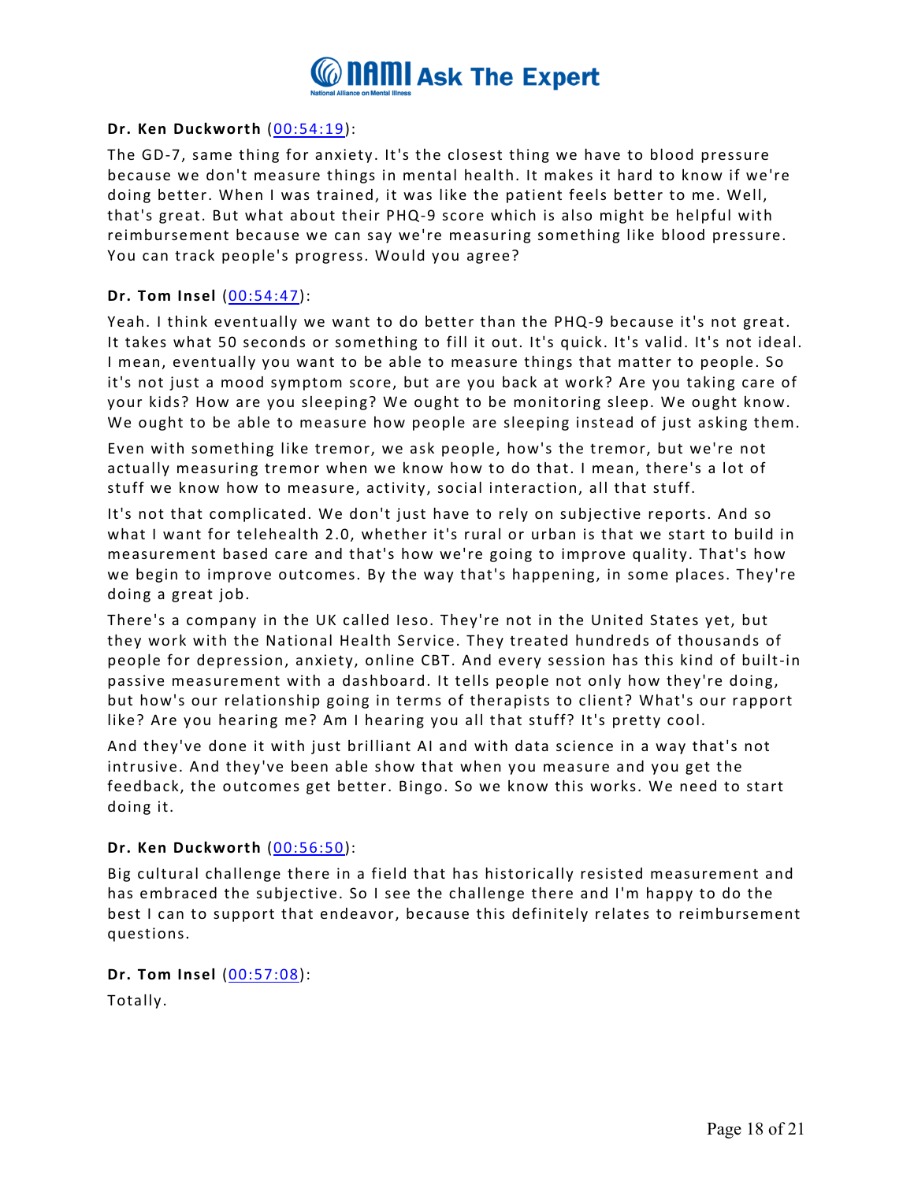**Dr. Ken Duckworth** (00:54:19):

The GD-7, same thing for anxiety. It's the closest thing we have to blood pressure because we don't measure things in mental health. It makes it hard to know if we're doing better. When I was trained, it was like the patient feels better to me. Well, that's great. But what about their PHQ-9 score which is also might be helpful with reimbursement because we can say we're measuring something like blood pressure. You can track people's progress. Would you agree?

**Dr. Tom Insel** (00:54:47):

Yeah. I think eventually we want to do better than the PHQ-9 because it's not great. It takes what 50 seconds or something to fill it out. It's quick. It's valid. It's not ideal. I mean, eventually you want to be able to measure things that matter to people. So it's not just a mood symptom score, but are you back at work? Are you taking care of your kids? How are you sleeping? We ought to be monitoring sleep. We ought know. We ought to be able to measure how people are sleeping instead of just asking them.

Even with something like tremor, we ask people, how's the tremor, but we're not actually measuring tremor when we know how to do that. I mean, there's a lot of stuff we know how to measure, activity, social interaction, all that stuff.

It's not that complicated. We don't just have to rely on subjective reports. And so what I want for telehealth 2.0, whether it's rural or urban is that we start to build in measurement based care and that's how we're going to improve quality. That's how we begin to improve outcomes. By the way that's happening, in some places. They're doing a great job.

There's a company in the UK called Ieso. They're not in the United States yet, but they work with the National Health Service. They treated hundreds of thousands of people for depression, anxiety, online CBT. And every session has this kind of built-in passive measurement with a dashboard. It tells people not only how they're doing, but how's our relationship going in terms of therapists to client? What's our rapport like? Are you hearing me? Am I hearing you all that stuff? It's pretty cool.

And they've done it with just brilliant AI and with data science in a way that's not intrusive. And they've been able show that when you measure and you get the feedback, the outcomes get better. Bingo. So we know this works. We need to start doing it.

**Dr. Ken Duckworth** (00:56:50):

Big cultural challenge there in a field that has historically resisted measurement and has embraced the subjective. So I see the challenge there and I'm happy to do the best I can to support that endeavor, because this definitely relates to reimbursement questions.

**Dr. Tom Insel** (00:57:08):

Totally.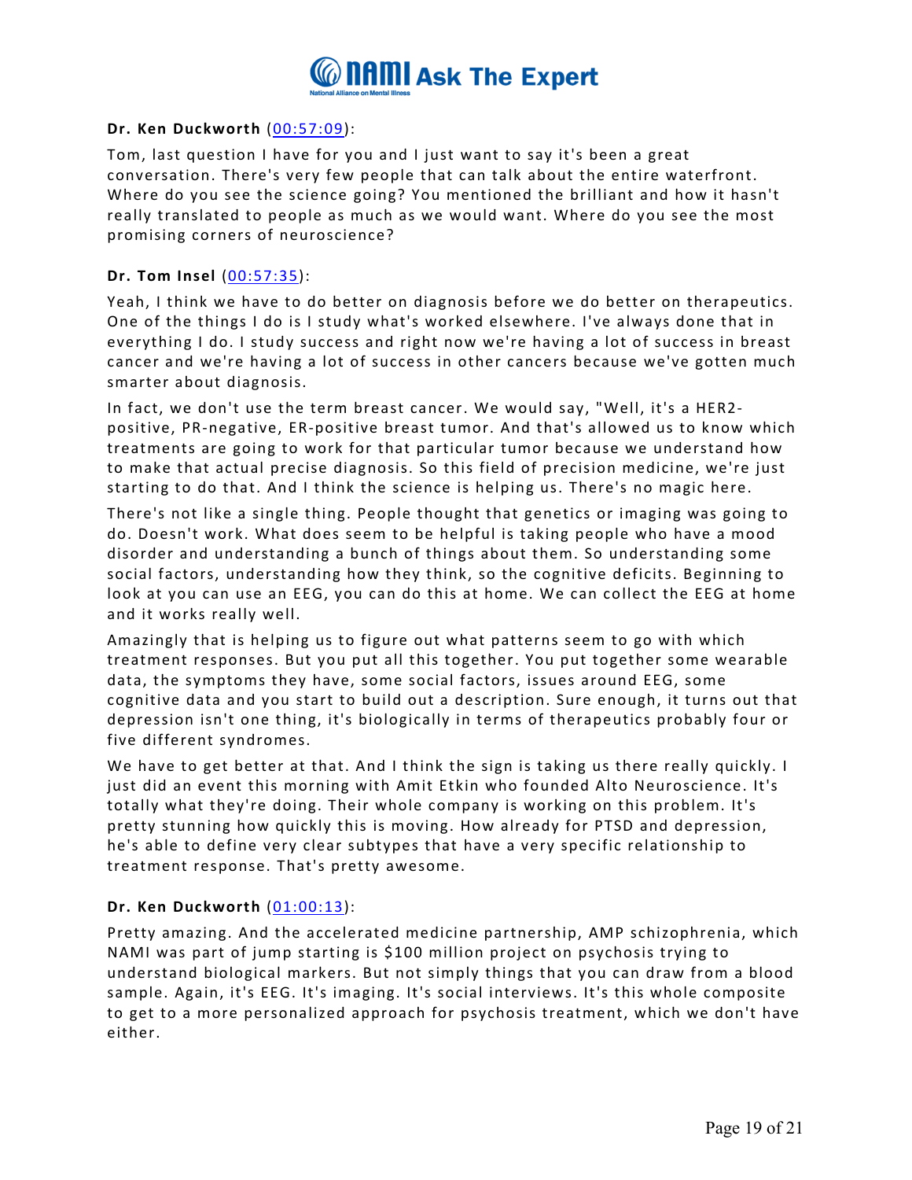**Dr. Ken Duckworth** (00:57:09):

Tom, last question I have for you and I just want to say it's been a great conversation. There's very few people that can talk about the entire waterfront. Where do you see the science going? You mentioned the brilliant and how it hasn't really translated to people as much as we would want. Where do you see the most promising corners of neuroscience?

**Dr. Tom Insel** (00:57:35):

Yeah, I think we have to do better on diagnosis before we do better on therapeutics. One of the things I do is I study what's worked elsewhere. I've always done that in everything I do. I study success and right now we're having a lot of success in breast cancer and we're having a lot of success in other cancers because we've gotten much smarter about diagnosis.

In fact, we don't use the term breast cancer. We would say, "Well, it's a HER2-positive, PR-negative, ER-positive breast tumor. And that's allowed us to know which treatments are going to work for that particular tumor because we understand how to make that actual precise diagnosis. So this field of precision medicine, we're just starting to do that. And I think the science is helping us. There's no magic here.

There's not like a single thing. People thought that genetics or imaging was going to do. Doesn't work. What does seem to be helpful is taking people who have a mood disorder and understanding a bunch of things about them. So understanding some social factors, understanding how they think, so the cognitive deficits. Beginning to look at you can use an EEG, you can do this at home. We can collect the EEG at home and it works really well.

Amazingly that is helping us to figure out what patterns seem to go with which treatment responses. But you put all this together. You put together some wearable data, the symptoms they have, some social factors, issues around EEG, some cognitive data and you start to build out a description. Sure enough, it turns out that depression isn't one thing, it's biologically in terms of therapeutics probably four or five different syndromes.

We have to get better at that. And I think the sign is taking us there really quickly. I just did an event this morning with Amit Etkin who founded Alto Neuroscience. It's totally what they're doing. Their whole company is working on this problem. It's pretty stunning how quickly this is moving. How already for PTSD and depression, he's able to define very clear subtypes that have a very specific relationship to treatment response. That's pretty awesome.

**Dr. Ken Duckworth** (01:00:13):

Pretty amazing. And the accelerated medicine partnership, AMP schizophrenia, which NAMI was part of jump starting is $100 million project on psychosis trying to understand biological markers. But not simply things that you can draw from a blood sample. Again, it's EEG. It's imaging. It's social interviews. It's this whole composite to get to a more personalized approach for psychosis treatment, which we don't have either.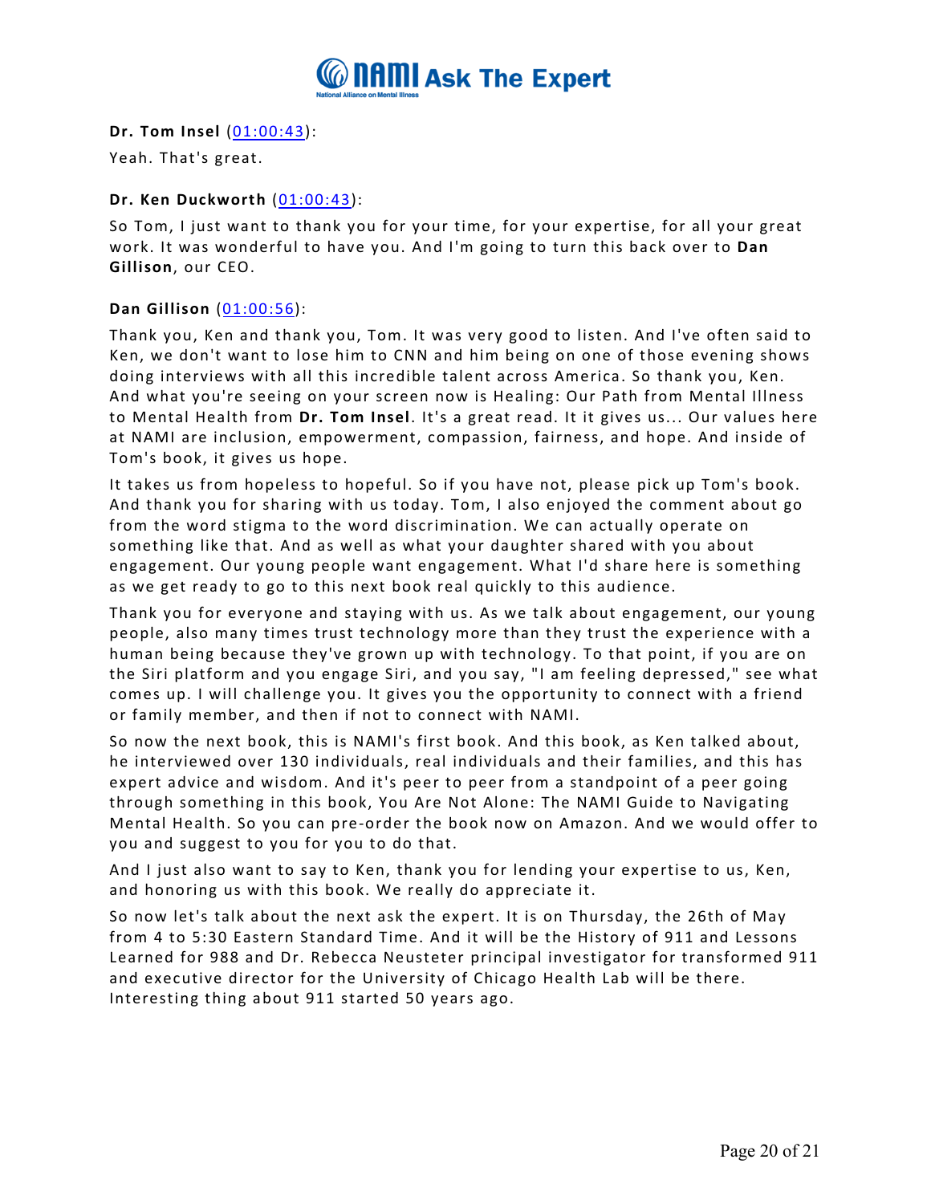**Dr. Tom Insel** (01:00:43):

Yeah. That's great.

**Dr. Ken Duckworth** (01:00:43):

So Tom, I just want to thank you for your time, for your expertise, for all your great work. It was wonderful to have you. And I'm going to turn this back over to **Dan Gillison**, our CEO.

**Dan Gillison** (01:00:56):

Thank you, Ken and thank you, Tom. It was very good to listen. And I've often said to Ken, we don't want to lose him to CNN and him being on one of those evening shows doing interviews with all this incredible talent across America. So thank you, Ken. And what you're seeing on your screen now is Healing: Our Path from Mental Illness to Mental Health from **Dr. Tom Insel**. It's a great read. It it gives us... Our values here at NAMI are inclusion, empowerment, compassion, fairness, and hope. And inside of Tom's book, it gives us hope.

It takes us from hopeless to hopeful. So if you have not, please pick up Tom's book. And thank you for sharing with us today. Tom, I also enjoyed the comment about go from the word stigma to the word discrimination. We can actually operate on something like that. And as well as what your daughter shared with you about engagement. Our young people want engagement. What I'd share here is something as we get ready to go to this next book real quickly to this audience.

Thank you for everyone and staying with us. As we talk about engagement, our young people, also many times trust technology more than they trust the experience with a human being because they've grown up with technology. To that point, if you are on the Siri platform and you engage Siri, and you say, "I am feeling depressed," see what comes up. I will challenge you. It gives you the opportunity to connect with a friend or family member, and then if not to connect with NAMI.

So now the next book, this is NAMI's first book. And this book, as Ken talked about, he interviewed over 130 individuals, real individuals and their families, and this has expert advice and wisdom. And it's peer to peer from a standpoint of a peer going through something in this book, You Are Not Alone: The NAMI Guide to Navigating Mental Health. So you can pre-order the book now on Amazon. And we would offer to you and suggest to you for you to do that.

And I just also want to say to Ken, thank you for lending your expertise to us, Ken, and honoring us with this book. We really do appreciate it.

So now let's talk about the next ask the expert. It is on Thursday, the 26th of May from 4 to 5:30 Eastern Standard Time. And it will be the History of 911 and Lessons Learned for 988 and Dr. Rebecca Neusteter principal investigator for transformed 911 and executive director for the University of Chicago Health Lab will be there. Interesting thing about 911 started 50 years ago.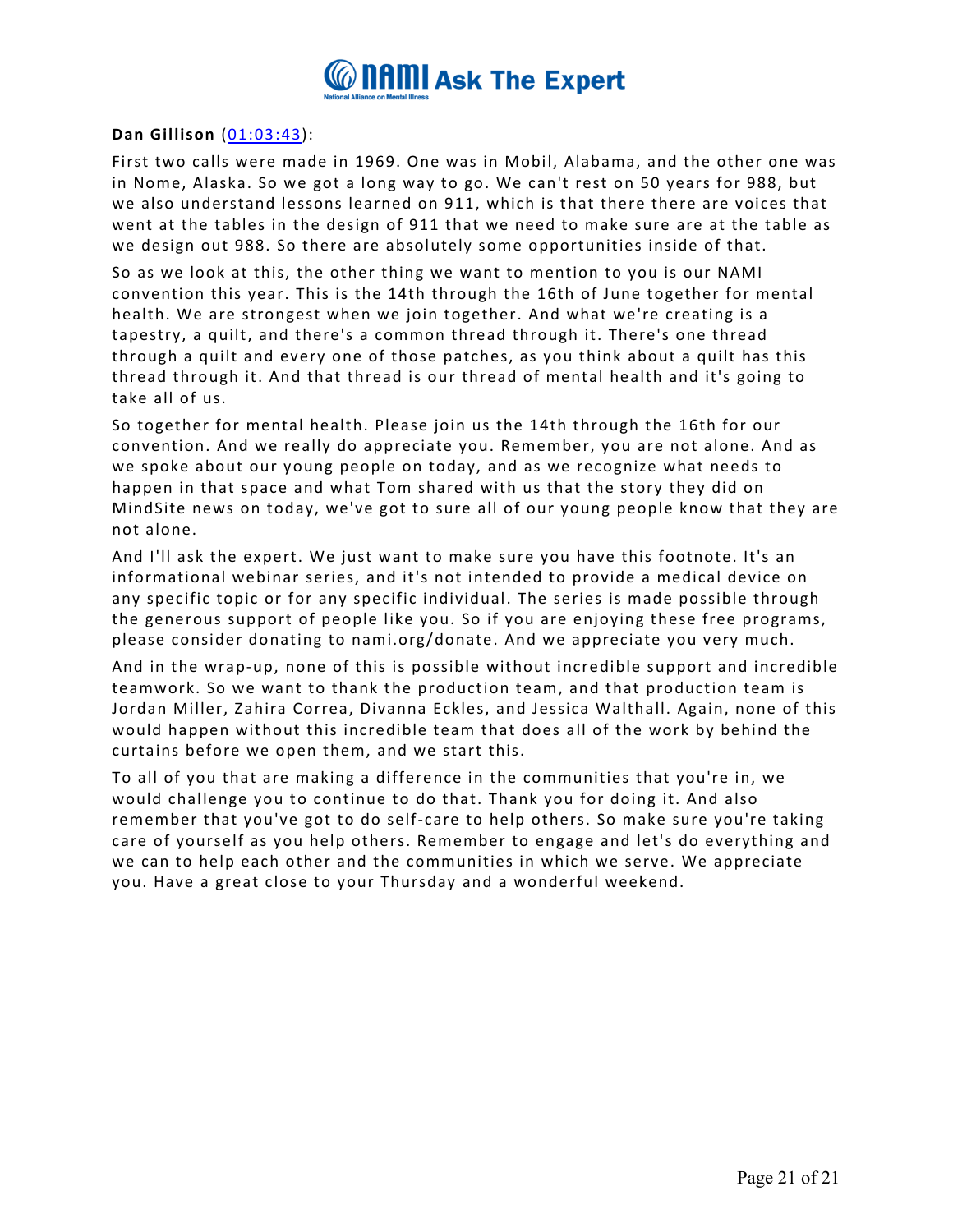**Dan Gillison** (01:03:43):

First two calls were made in 1969. One was in Mobil, Alabama, and the other one was in Nome, Alaska. So we got a long way to go. We can't rest on 50 years for 988, but we also understand lessons learned on 911, which is that there there are voices that went at the tables in the design of 911 that we need to make sure are at the table as we design out 988. So there are absolutely some opportunities inside of that.

So as we look at this, the other thing we want to mention to you is our NAMI convention this year. This is the 14th through the 16th of June together for mental health. We are strongest when we join together. And what we're creating is a tapestry, a quilt, and there's a common thread through it. There's one thread through a quilt and every one of those patches, as you think about a quilt has this thread through it. And that thread is our thread of mental health and it's going to take all of us.

So together for mental health. Please join us the 14th through the 16th for our convention. And we really do appreciate you. Remember, you are not alone. And as we spoke about our young people on today, and as we recognize what needs to happen in that space and what Tom shared with us that the story they did on MindSite news on today, we've got to sure all of our young people know that they are not alone.

And I'll ask the expert. We just want to make sure you have this footnote. It's an informational webinar series, and it's not intended to provide a medical device on any specific topic or for any specific individual. The series is made possible through the generous support of people like you. So if you are enjoying these free programs, please consider donating to nami.org/donate. And we appreciate you very much.

And in the wrap-up, none of this is possible without incredible support and incredible teamwork. So we want to thank the production team, and that production team is Jordan Miller, Zahira Correa, Divanna Eckles, and Jessica Walthall. Again, none of this would happen without this incredible team that does all of the work by behind the curtains before we open them, and we start this.

To all of you that are making a difference in the communities that you're in, we would challenge you to continue to do that. Thank you for doing it. And also remember that you've got to do self-care to help others. So make sure you're taking care of yourself as you help others. Remember to engage and let's do everything and we can to help each other and the communities in which we serve. We appreciate you. Have a great close to your Thursday and a wonderful weekend.